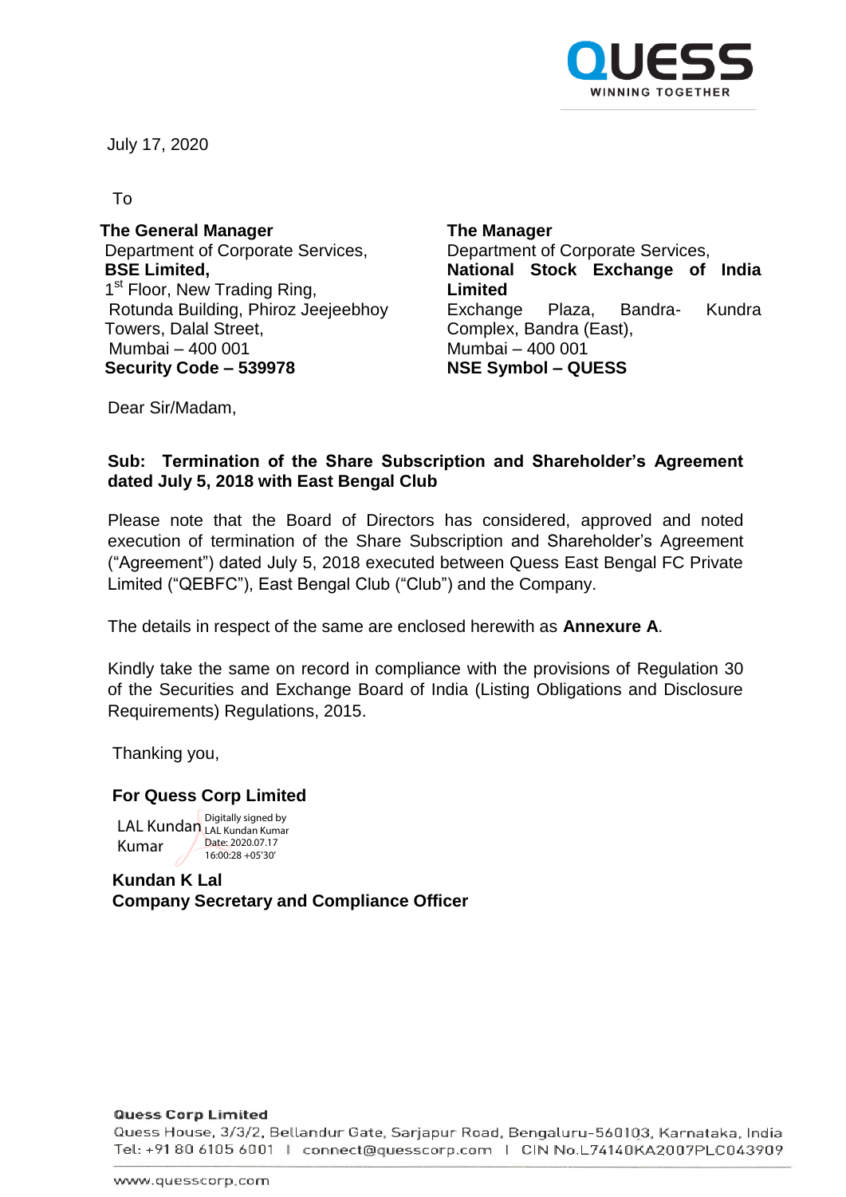July 17, 2020

To

**The General Manager**
Department of Corporate Services,
**BSE Limited,**
1st Floor, New Trading Ring,
Rotunda Building, Phiroz Jeejeebhoy
Towers, Dalal Street,
Mumbai – 400 001
**Security Code – 539978**

**The Manager**
Department of Corporate Services,
**National Stock Exchange of India Limited**
Exchange Plaza, Bandra- Kundra
Complex, Bandra (East),
Mumbai – 400 001
**NSE Symbol – QUESS**

Dear Sir/Madam,

**Sub: Termination of the Share Subscription and Shareholder's Agreement dated July 5, 2018 with East Bengal Club**

Please note that the Board of Directors has considered, approved and noted execution of termination of the Share Subscription and Shareholder's Agreement ("Agreement") dated July 5, 2018 executed between Quess East Bengal FC Private Limited ("QEBFC"), East Bengal Club ("Club") and the Company.

The details in respect of the same are enclosed herewith as **Annexure A**.

Kindly take the same on record in compliance with the provisions of Regulation 30 of the Securities and Exchange Board of India (Listing Obligations and Disclosure Requirements) Regulations, 2015.

Thanking you,

**For Quess Corp Limited**

LAL Kundan Kumar
Digitally signed by LAL Kundan Kumar
Date: 2020.07.17 16:00:28 +05'30'

**Kundan K Lal**
**Company Secretary and Compliance Officer**

**Quess Corp Limited**
Quess House, 3/3/2, Bellandur Gate, Sarjapur Road, Bengaluru-560103, Karnataka, India
Tel: +91 80 6105 6001 | connect@quesscorp.com | CIN No.L74140KA2007PLC043909

www.quesscorp.com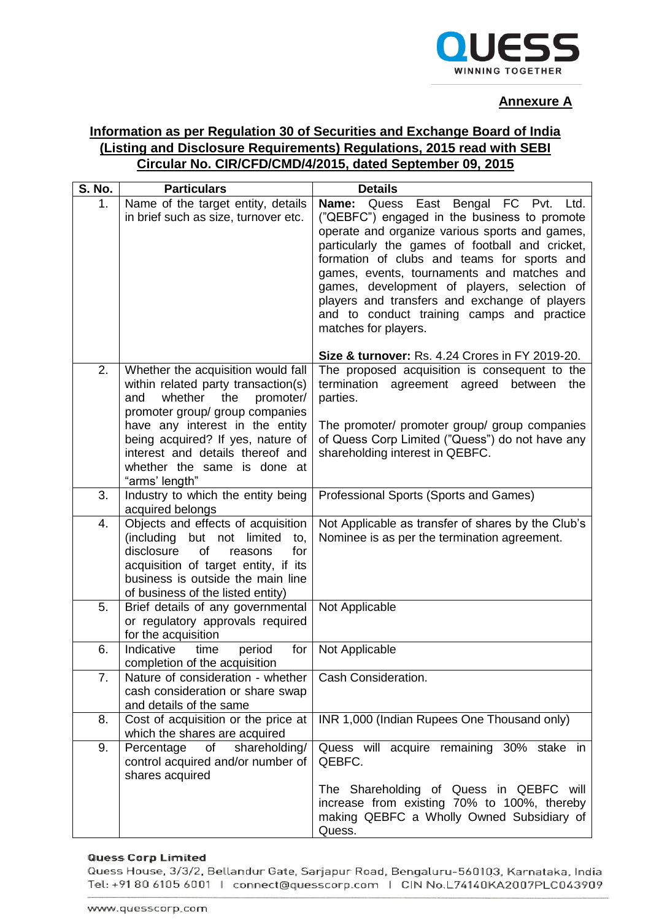**Annexure A**

**Information as per Regulation 30 of Securities and Exchange Board of India (Listing and Disclosure Requirements) Regulations, 2015 read with SEBI Circular No. CIR/CFD/CMD/4/2015, dated September 09, 2015**

| S. No. | Particulars | Details |
|---|---|---|
| 1. | Name of the target entity, details in brief such as size, turnover etc. | **Name:** Quess East Bengal FC Pvt. Ltd. ("QEBFC") engaged in the business to promote operate and organize various sports and games, particularly the games of football and cricket, formation of clubs and teams for sports and games, events, tournaments and matches and games, development of players, selection of players and transfers and exchange of players and to conduct training camps and practice matches for players.<br><br>**Size & turnover:** Rs. 4.24 Crores in FY 2019-20. |
| 2. | Whether the acquisition would fall within related party transaction(s) and whether the promoter/ promoter group/ group companies have any interest in the entity being acquired? If yes, nature of interest and details thereof and whether the same is done at "arms' length" | The proposed acquisition is consequent to the termination agreement agreed between the parties.<br><br>The promoter/ promoter group/ group companies of Quess Corp Limited ("Quess") do not have any shareholding interest in QEBFC. |
| 3. | Industry to which the entity being acquired belongs | Professional Sports (Sports and Games) |
| 4. | Objects and effects of acquisition (including but not limited to, disclosure of reasons for acquisition of target entity, if its business is outside the main line of business of the listed entity) | Not Applicable as transfer of shares by the Club's Nominee is as per the termination agreement. |
| 5. | Brief details of any governmental or regulatory approvals required for the acquisition | Not Applicable |
| 6. | Indicative time period for completion of the acquisition | Not Applicable |
| 7. | Nature of consideration - whether cash consideration or share swap and details of the same | Cash Consideration. |
| 8. | Cost of acquisition or the price at which the shares are acquired | INR 1,000 (Indian Rupees One Thousand only) |
| 9. | Percentage of shareholding/ control acquired and/or number of shares acquired | Quess will acquire remaining 30% stake in QEBFC.<br><br>The Shareholding of Quess in QEBFC will increase from existing 70% to 100%, thereby making QEBFC a Wholly Owned Subsidiary of Quess. |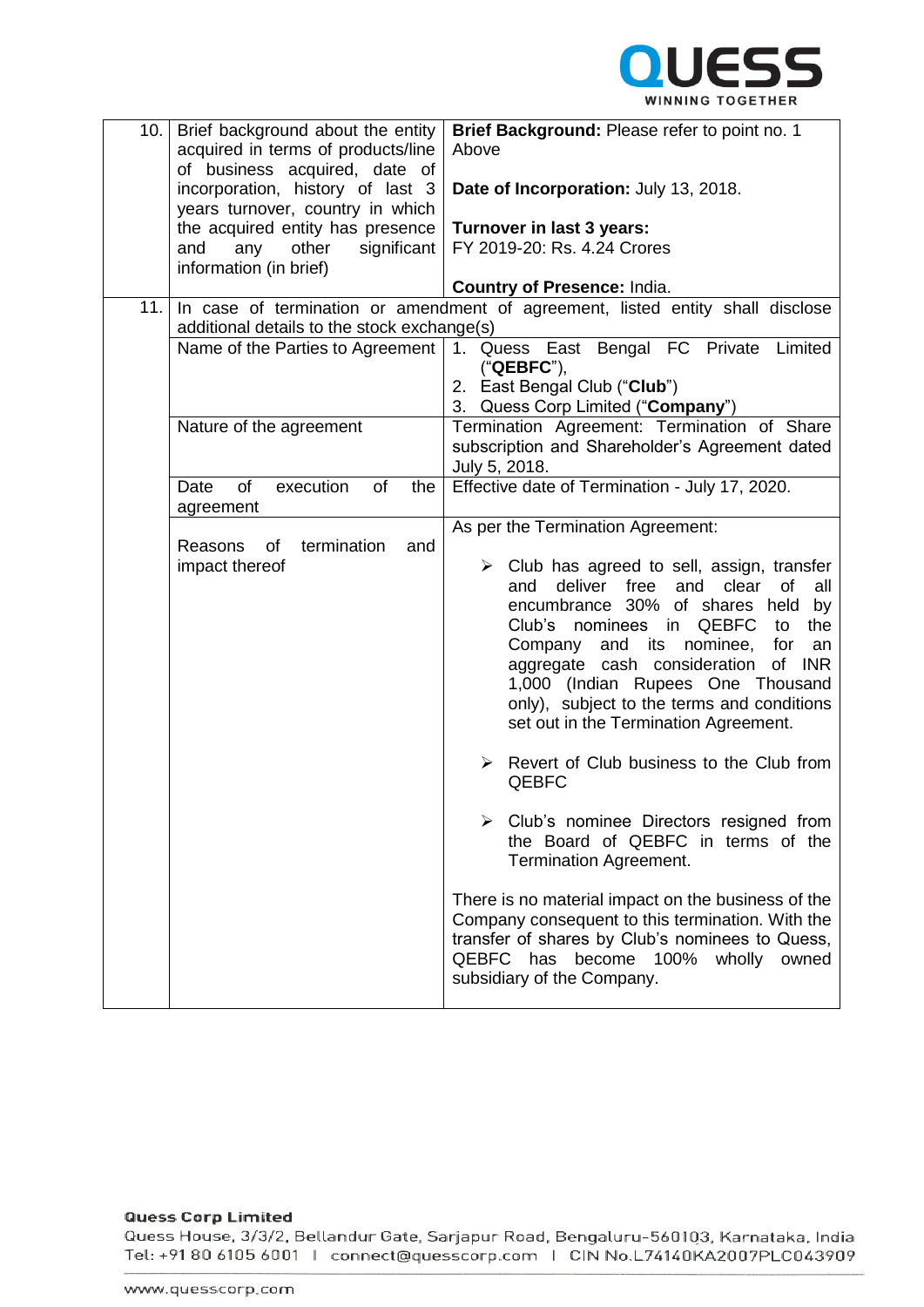| | | |
|---|---|---|
| 10. | Brief background about the entity acquired in terms of products/line of business acquired, date of incorporation, history of last 3 years turnover, country in which the acquired entity has presence and any other significant information (in brief) | **Brief Background:** Please refer to point no. 1 Above<br><br>**Date of Incorporation:** July 13, 2018.<br><br>**Turnover in last 3 years:**<br>FY 2019-20: Rs. 4.24 Crores<br><br>**Country of Presence:** India. |
| 11. | In case of termination or amendment of agreement, listed entity shall disclose additional details to the stock exchange(s) | |
| | Name of the Parties to Agreement | 1. Quess East Bengal FC Private Limited ("**QEBFC**"),<br>2. East Bengal Club ("**Club**")<br>3. Quess Corp Limited ("**Company**") |
| | Nature of the agreement | Termination Agreement: Termination of Share subscription and Shareholder's Agreement dated July 5, 2018. |
| | Date of execution of the agreement | Effective date of Termination - July 17, 2020. |
| | Reasons of termination and impact thereof | As per the Termination Agreement:<br><br>➢ Club has agreed to sell, assign, transfer and deliver free and clear of all encumbrance 30% of shares held by Club's nominees in QEBFC to the Company and its nominee, for an aggregate cash consideration of INR 1,000 (Indian Rupees One Thousand only), subject to the terms and conditions set out in the Termination Agreement.<br><br>➢ Revert of Club business to the Club from QEBFC<br><br>➢ Club's nominee Directors resigned from the Board of QEBFC in terms of the Termination Agreement.<br><br>There is no material impact on the business of the Company consequent to this termination. With the transfer of shares by Club's nominees to Quess, QEBFC has become 100% wholly owned subsidiary of the Company. |